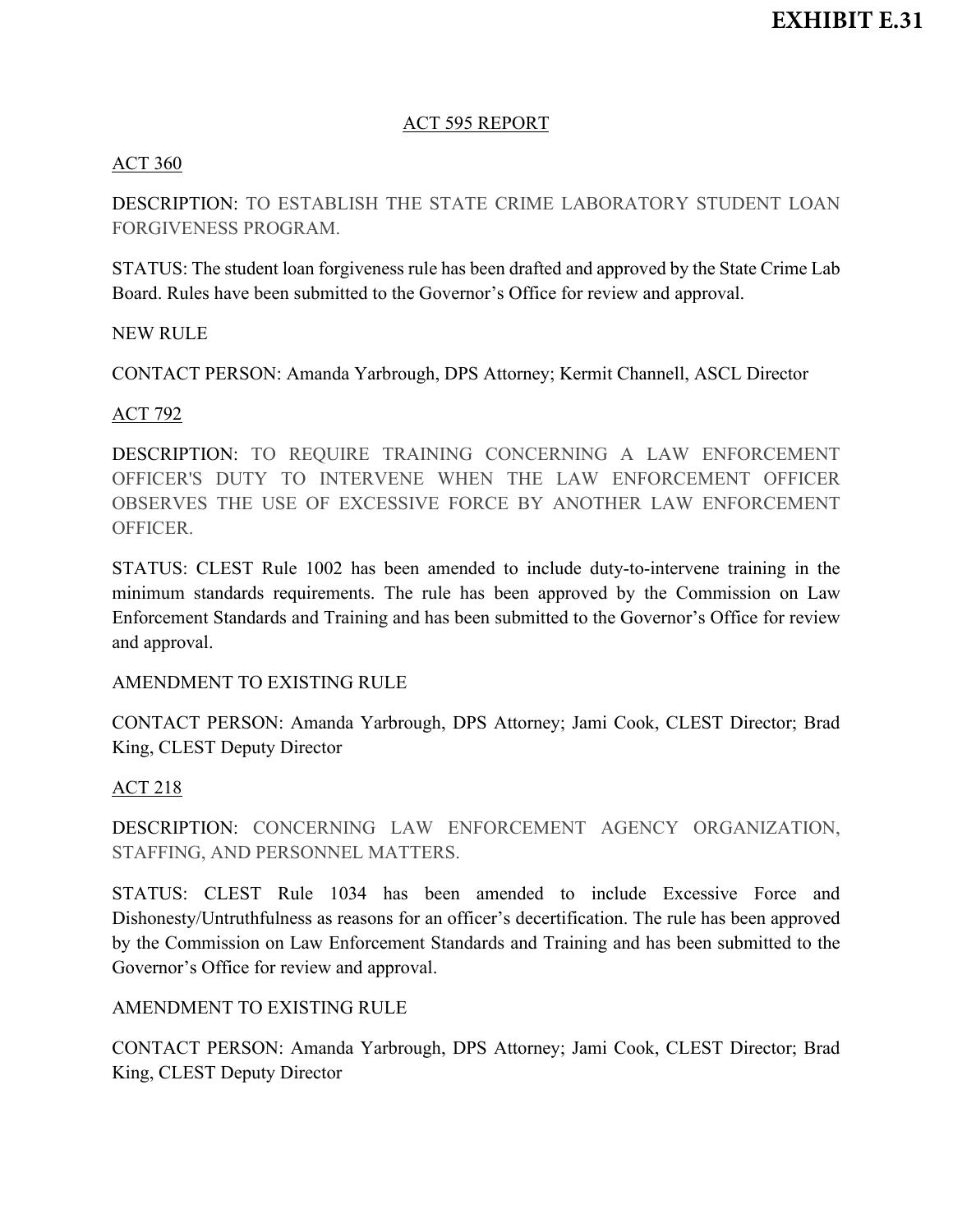**EXHIBIT E.31**

<u>ACT 595 REPORT</u>

<u>ACT 360</u>

DESCRIPTION: TO ESTABLISH THE STATE CRIME LABORATORY STUDENT LOAN FORGIVENESS PROGRAM.

STATUS: The student loan forgiveness rule has been drafted and approved by the State Crime Lab Board. Rules have been submitted to the Governor's Office for review and approval.

NEW RULE

CONTACT PERSON: Amanda Yarbrough, DPS Attorney; Kermit Channell, ASCL Director

<u>ACT 792</u>

DESCRIPTION: TO REQUIRE TRAINING CONCERNING A LAW ENFORCEMENT OFFICER'S DUTY TO INTERVENE WHEN THE LAW ENFORCEMENT OFFICER OBSERVES THE USE OF EXCESSIVE FORCE BY ANOTHER LAW ENFORCEMENT OFFICER.

STATUS: CLEST Rule 1002 has been amended to include duty-to-intervene training in the minimum standards requirements. The rule has been approved by the Commission on Law Enforcement Standards and Training and has been submitted to the Governor's Office for review and approval.

AMENDMENT TO EXISTING RULE

CONTACT PERSON: Amanda Yarbrough, DPS Attorney; Jami Cook, CLEST Director; Brad King, CLEST Deputy Director

<u>ACT 218</u>

DESCRIPTION: CONCERNING LAW ENFORCEMENT AGENCY ORGANIZATION, STAFFING, AND PERSONNEL MATTERS.

STATUS: CLEST Rule 1034 has been amended to include Excessive Force and Dishonesty/Untruthfulness as reasons for an officer's decertification. The rule has been approved by the Commission on Law Enforcement Standards and Training and has been submitted to the Governor's Office for review and approval.

AMENDMENT TO EXISTING RULE

CONTACT PERSON: Amanda Yarbrough, DPS Attorney; Jami Cook, CLEST Director; Brad King, CLEST Deputy Director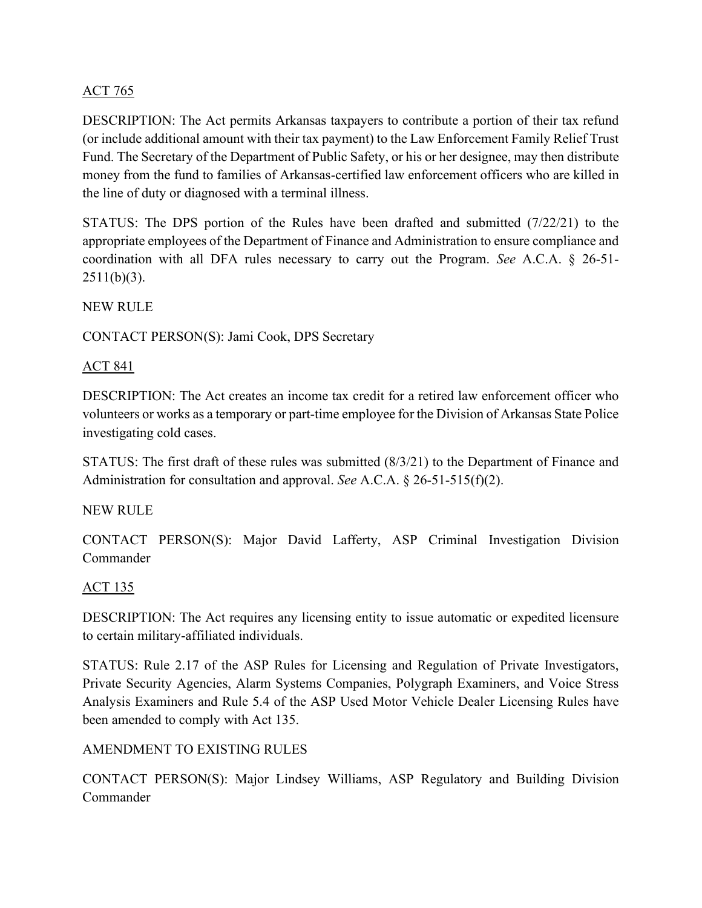<u>ACT 765</u>

DESCRIPTION: The Act permits Arkansas taxpayers to contribute a portion of their tax refund (or include additional amount with their tax payment) to the Law Enforcement Family Relief Trust Fund. The Secretary of the Department of Public Safety, or his or her designee, may then distribute money from the fund to families of Arkansas-certified law enforcement officers who are killed in the line of duty or diagnosed with a terminal illness.

STATUS: The DPS portion of the Rules have been drafted and submitted (7/22/21) to the appropriate employees of the Department of Finance and Administration to ensure compliance and coordination with all DFA rules necessary to carry out the Program. *See* A.C.A. § 26-51-2511(b)(3).

NEW RULE

CONTACT PERSON(S): Jami Cook, DPS Secretary

<u>ACT 841</u>

DESCRIPTION: The Act creates an income tax credit for a retired law enforcement officer who volunteers or works as a temporary or part-time employee for the Division of Arkansas State Police investigating cold cases.

STATUS: The first draft of these rules was submitted (8/3/21) to the Department of Finance and Administration for consultation and approval. *See* A.C.A. § 26-51-515(f)(2).

NEW RULE

CONTACT PERSON(S): Major David Lafferty, ASP Criminal Investigation Division Commander

<u>ACT 135</u>

DESCRIPTION: The Act requires any licensing entity to issue automatic or expedited licensure to certain military-affiliated individuals.

STATUS: Rule 2.17 of the ASP Rules for Licensing and Regulation of Private Investigators, Private Security Agencies, Alarm Systems Companies, Polygraph Examiners, and Voice Stress Analysis Examiners and Rule 5.4 of the ASP Used Motor Vehicle Dealer Licensing Rules have been amended to comply with Act 135.

AMENDMENT TO EXISTING RULES

CONTACT PERSON(S): Major Lindsey Williams, ASP Regulatory and Building Division Commander